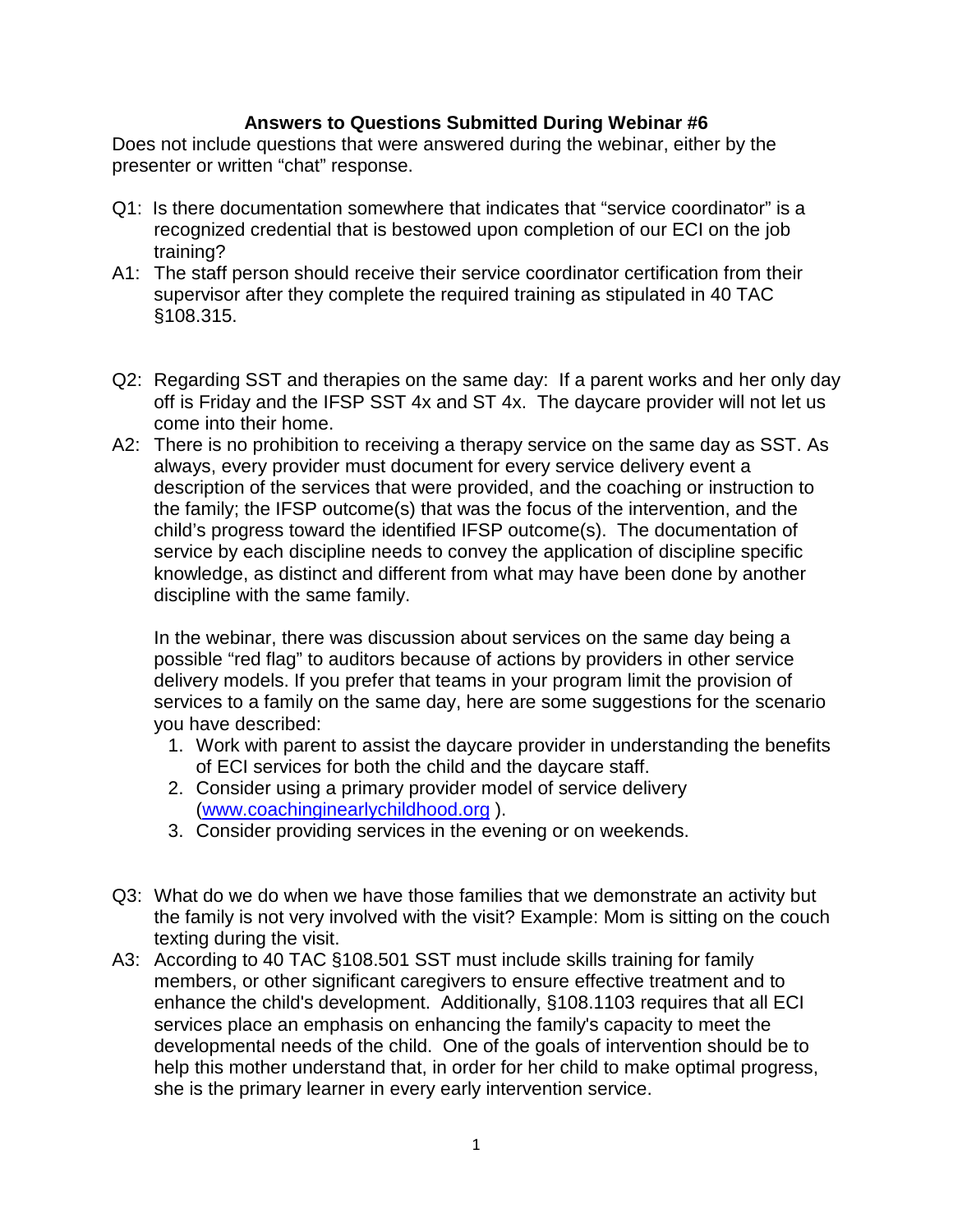## Answers to Questions Submitted During Webinar #6

Does not include questions that were answered during the webinar, either by the presenter or written "chat" response.

Q1: Is there documentation somewhere that indicates that "service coordinator" is a recognized credential that is bestowed upon completion of our ECI on the job training?

A1: The staff person should receive their service coordinator certification from their supervisor after they complete the required training as stipulated in 40 TAC §108.315.

Q2: Regarding SST and therapies on the same day: If a parent works and her only day off is Friday and the IFSP SST 4x and ST 4x. The daycare provider will not let us come into their home.

A2: There is no prohibition to receiving a therapy service on the same day as SST. As always, every provider must document for every service delivery event a description of the services that were provided, and the coaching or instruction to the family; the IFSP outcome(s) that was the focus of the intervention, and the child's progress toward the identified IFSP outcome(s). The documentation of service by each discipline needs to convey the application of discipline specific knowledge, as distinct and different from what may have been done by another discipline with the same family.

In the webinar, there was discussion about services on the same day being a possible "red flag" to auditors because of actions by providers in other service delivery models. If you prefer that teams in your program limit the provision of services to a family on the same day, here are some suggestions for the scenario you have described:

1. Work with parent to assist the daycare provider in understanding the benefits of ECI services for both the child and the daycare staff.
2. Consider using a primary provider model of service delivery ([www.coachinginearlychildhood.org](http://www.coachinginearlychildhood.org) ).
3. Consider providing services in the evening or on weekends.

Q3: What do we do when we have those families that we demonstrate an activity but the family is not very involved with the visit? Example: Mom is sitting on the couch texting during the visit.

A3: According to 40 TAC §108.501 SST must include skills training for family members, or other significant caregivers to ensure effective treatment and to enhance the child's development. Additionally, §108.1103 requires that all ECI services place an emphasis on enhancing the family's capacity to meet the developmental needs of the child. One of the goals of intervention should be to help this mother understand that, in order for her child to make optimal progress, she is the primary learner in every early intervention service.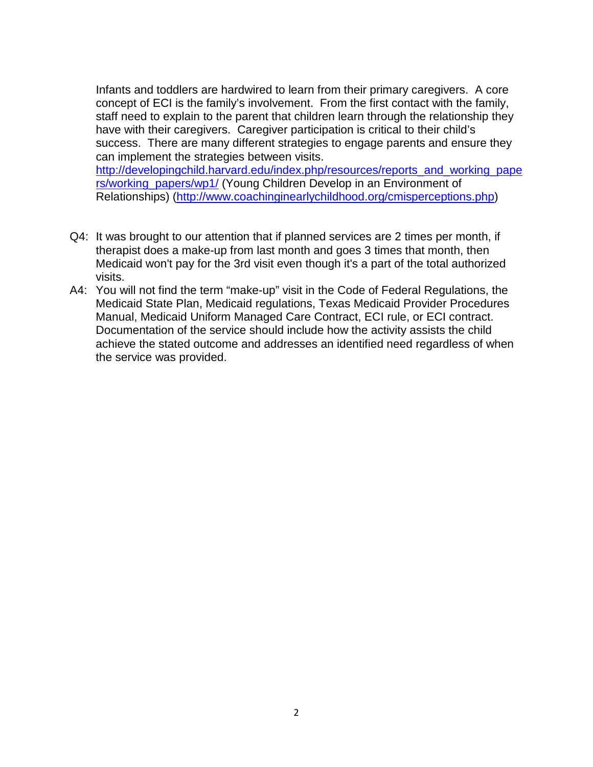Infants and toddlers are hardwired to learn from their primary caregivers. A core concept of ECI is the family's involvement. From the first contact with the family, staff need to explain to the parent that children learn through the relationship they have with their caregivers. Caregiver participation is critical to their child's success. There are many different strategies to engage parents and ensure they can implement the strategies between visits. http://developingchild.harvard.edu/index.php/resources/reports_and_working_papers/working_papers/wp1/ (Young Children Develop in an Environment of Relationships) (http://www.coachinginearlychildhood.org/cmisperceptions.php)

Q4: It was brought to our attention that if planned services are 2 times per month, if therapist does a make-up from last month and goes 3 times that month, then Medicaid won't pay for the 3rd visit even though it's a part of the total authorized visits.

A4: You will not find the term "make-up" visit in the Code of Federal Regulations, the Medicaid State Plan, Medicaid regulations, Texas Medicaid Provider Procedures Manual, Medicaid Uniform Managed Care Contract, ECI rule, or ECI contract. Documentation of the service should include how the activity assists the child achieve the stated outcome and addresses an identified need regardless of when the service was provided.